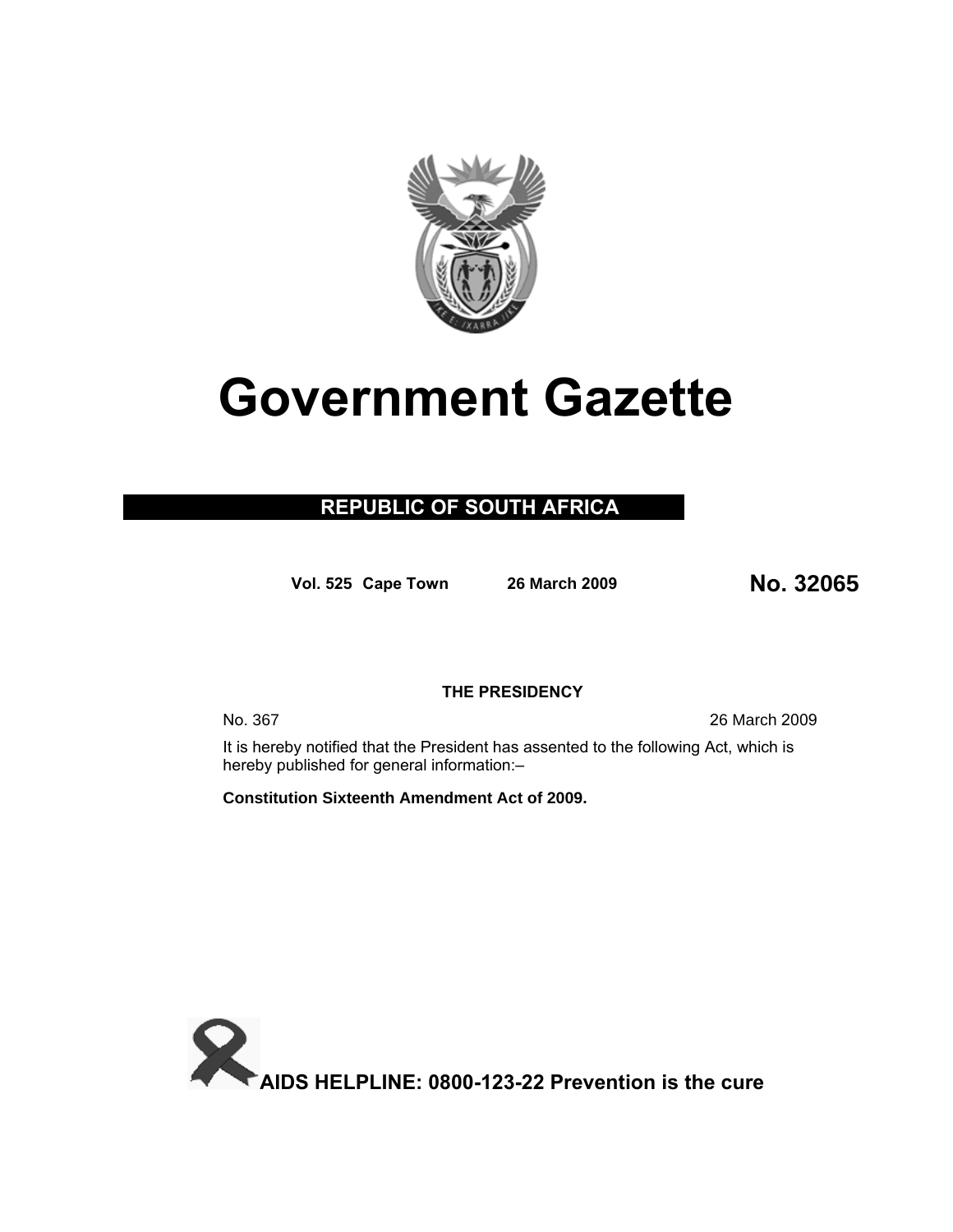# Government Gazette

**REPUBLIC OF SOUTH AFRICA**

**Vol. 525 Cape Town** **26 March 2009** **No. 32065**

**THE PRESIDENCY**

No. 367 26 March 2009

It is hereby notified that the President has assented to the following Act, which is hereby published for general information:–

**Constitution Sixteenth Amendment Act of 2009.**

**AIDS HELPLINE: 0800-123-22 Prevention is the cure**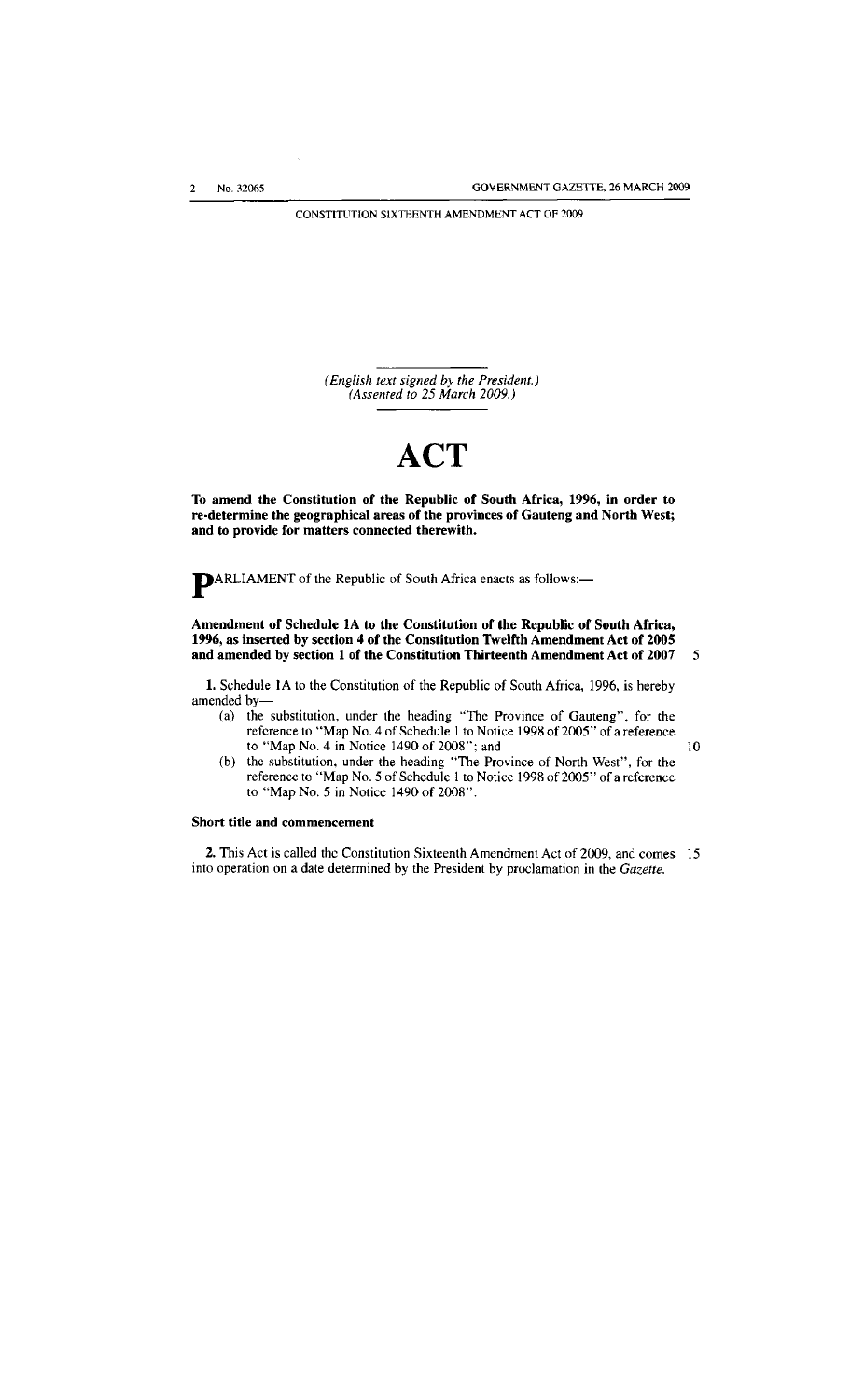CONSTITUTION SIXTEENTH AMENDMENT ACT OF 2009

*(English text signed by the President.)*
*(Assented to 25 March 2009.)*

# ACT

**To amend the Constitution of the Republic of South Africa, 1996, in order to re-determine the geographical areas of the provinces of Gauteng and North West; and to provide for matters connected therewith.**

**P**ARLIAMENT of the Republic of South Africa enacts as follows:—

**Amendment of Schedule 1A to the Constitution of the Republic of South Africa, 1996, as inserted by section 4 of the Constitution Twelfth Amendment Act of 2005 and amended by section 1 of the Constitution Thirteenth Amendment Act of 2007**

**1.** Schedule 1A to the Constitution of the Republic of South Africa, 1996, is hereby amended by—

(a) the substitution, under the heading "The Province of Gauteng", for the reference to "Map No. 4 of Schedule 1 to Notice 1998 of 2005" of a reference to "Map No. 4 in Notice 1490 of 2008"; and

(b) the substitution, under the heading "The Province of North West", for the reference to "Map No. 5 of Schedule 1 to Notice 1998 of 2005" of a reference to "Map No. 5 in Notice 1490 of 2008".

**Short title and commencement**

**2.** This Act is called the Constitution Sixteenth Amendment Act of 2009, and comes into operation on a date determined by the President by proclamation in the *Gazette*.